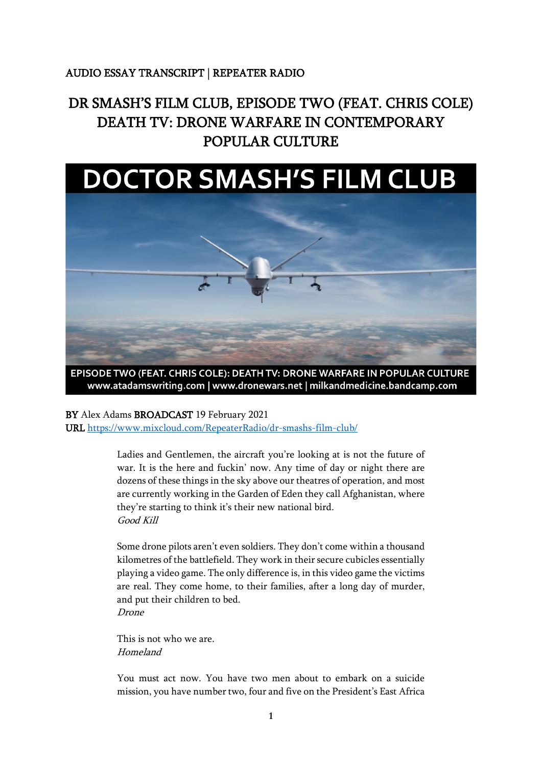AUDIO ESSAY TRANSCRIPT | REPEATER RADIO

# DR SMASH'S FILM CLUB, EPISODE TWO (FEAT. CHRIS COLE) DEATH TV: DRONE WARFARE IN CONTEMPORARY POPULAR CULTURE

DOCTOR SMASH'S FILM CLUB

EPISODE TWO (FEAT. CHRIS COLE): DEATH TV: DRONE WARFARE IN POPULAR CULTURE
www.atadamswriting.com | www.dronewars.net | milkandmedicine.bandcamp.com

**BY** Alex Adams **BROADCAST** 19 February 2021
**URL** https://www.mixcloud.com/RepeaterRadio/dr-smashs-film-club/

> Ladies and Gentlemen, the aircraft you're looking at is not the future of war. It is the here and fuckin' now. Any time of day or night there are dozens of these things in the sky above our theatres of operation, and most are currently working in the Garden of Eden they call Afghanistan, where they're starting to think it's their new national bird.
> *Good Kill*

> Some drone pilots aren't even soldiers. They don't come within a thousand kilometres of the battlefield. They work in their secure cubicles essentially playing a video game. The only difference is, in this video game the victims are real. They come home, to their families, after a long day of murder, and put their children to bed.
> *Drone*

> This is not who we are.
> *Homeland*

> You must act now. You have two men about to embark on a suicide mission, you have number two, four and five on the President's East Africa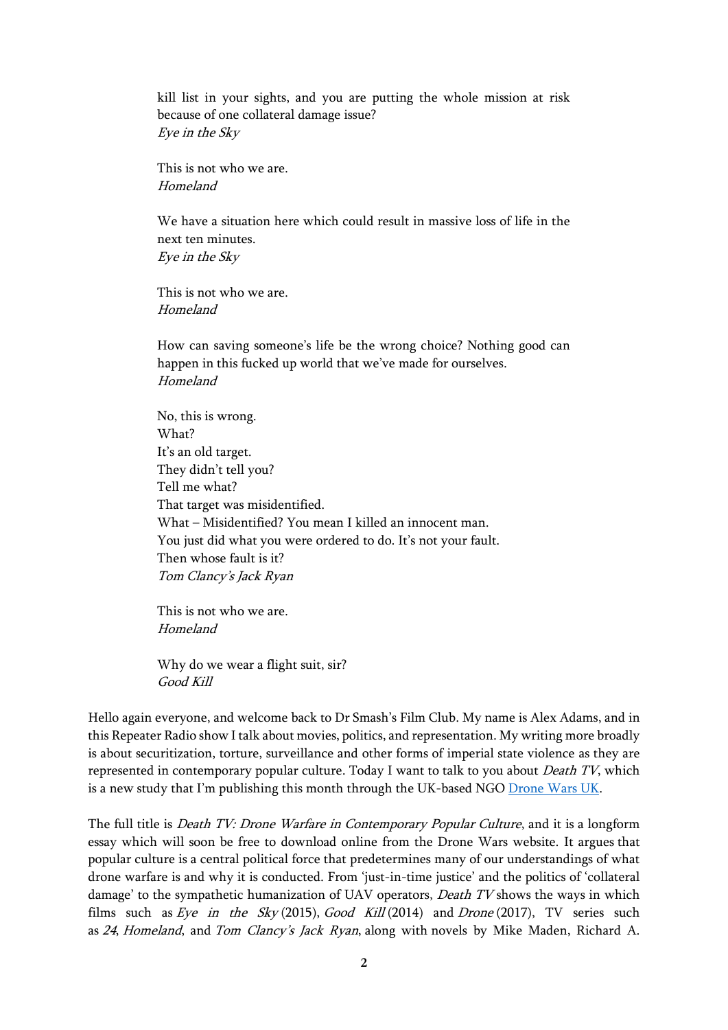kill list in your sights, and you are putting the whole mission at risk because of one collateral damage issue?
*Eye in the Sky*

This is not who we are.
*Homeland*

We have a situation here which could result in massive loss of life in the next ten minutes.
*Eye in the Sky*

This is not who we are.
*Homeland*

How can saving someone's life be the wrong choice? Nothing good can happen in this fucked up world that we've made for ourselves.
*Homeland*

No, this is wrong.
What?
It's an old target.
They didn't tell you?
Tell me what?
That target was misidentified.
What – Misidentified? You mean I killed an innocent man.
You just did what you were ordered to do. It's not your fault.
Then whose fault is it?
*Tom Clancy's Jack Ryan*

This is not who we are.
*Homeland*

Why do we wear a flight suit, sir?
*Good Kill*

Hello again everyone, and welcome back to Dr Smash's Film Club. My name is Alex Adams, and in this Repeater Radio show I talk about movies, politics, and representation. My writing more broadly is about securitization, torture, surveillance and other forms of imperial state violence as they are represented in contemporary popular culture. Today I want to talk to you about *Death TV*, which is a new study that I'm publishing this month through the UK-based NGO [Drone Wars UK](Drone Wars UK).

The full title is *Death TV: Drone Warfare in Contemporary Popular Culture*, and it is a longform essay which will soon be free to download online from the Drone Wars website. It argues that popular culture is a central political force that predetermines many of our understandings of what drone warfare is and why it is conducted. From 'just-in-time justice' and the politics of 'collateral damage' to the sympathetic humanization of UAV operators, *Death TV* shows the ways in which films such as *Eye in the Sky* (2015), *Good Kill* (2014) and *Drone* (2017), TV series such as *24*, *Homeland*, and *Tom Clancy's Jack Ryan*, along with novels by Mike Maden, Richard A.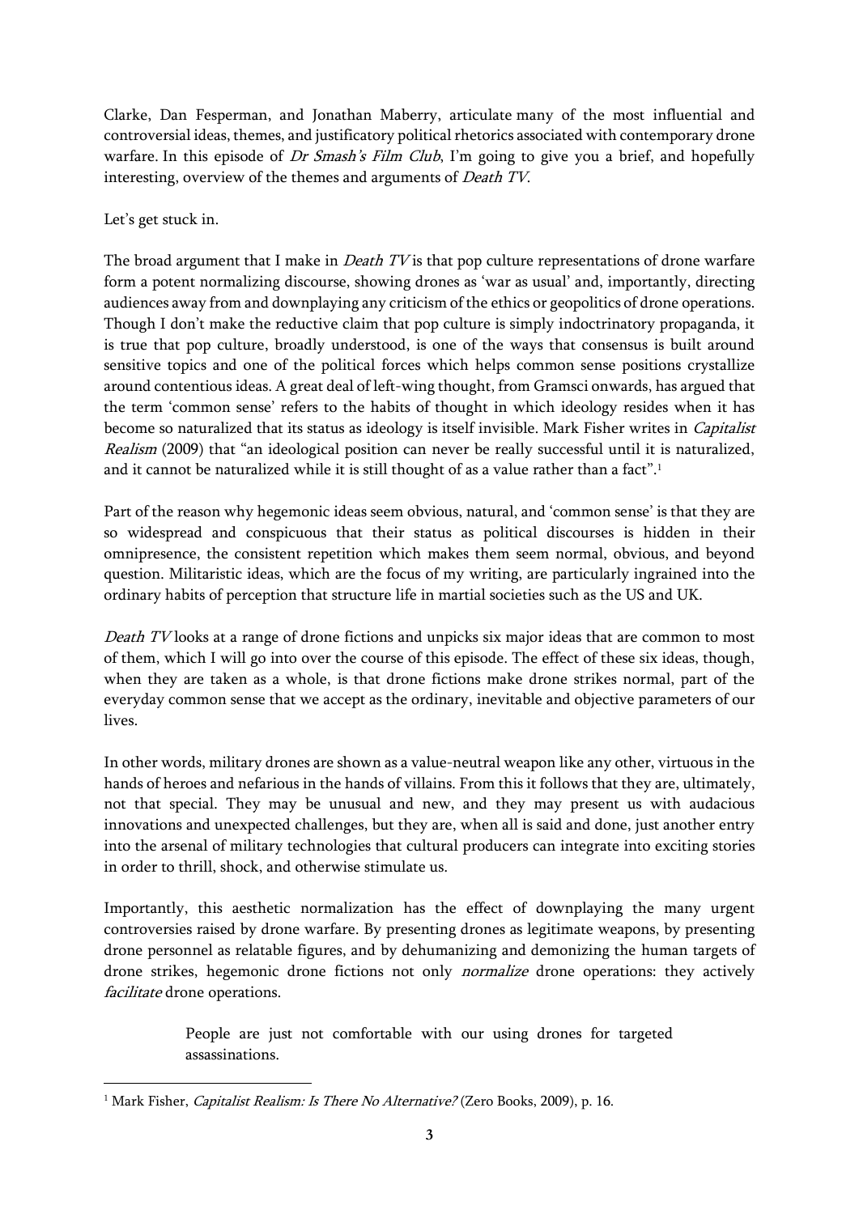Clarke, Dan Fesperman, and Jonathan Maberry, articulate many of the most influential and controversial ideas, themes, and justificatory political rhetorics associated with contemporary drone warfare. In this episode of *Dr Smash's Film Club*, I'm going to give you a brief, and hopefully interesting, overview of the themes and arguments of *Death TV*.

Let's get stuck in.

The broad argument that I make in *Death TV* is that pop culture representations of drone warfare form a potent normalizing discourse, showing drones as 'war as usual' and, importantly, directing audiences away from and downplaying any criticism of the ethics or geopolitics of drone operations. Though I don't make the reductive claim that pop culture is simply indoctrinatory propaganda, it is true that pop culture, broadly understood, is one of the ways that consensus is built around sensitive topics and one of the political forces which helps common sense positions crystallize around contentious ideas. A great deal of left-wing thought, from Gramsci onwards, has argued that the term 'common sense' refers to the habits of thought in which ideology resides when it has become so naturalized that its status as ideology is itself invisible. Mark Fisher writes in *Capitalist Realism* (2009) that "an ideological position can never be really successful until it is naturalized, and it cannot be naturalized while it is still thought of as a value rather than a fact".[1]

Part of the reason why hegemonic ideas seem obvious, natural, and 'common sense' is that they are so widespread and conspicuous that their status as political discourses is hidden in their omnipresence, the consistent repetition which makes them seem normal, obvious, and beyond question. Militaristic ideas, which are the focus of my writing, are particularly ingrained into the ordinary habits of perception that structure life in martial societies such as the US and UK.

*Death TV* looks at a range of drone fictions and unpicks six major ideas that are common to most of them, which I will go into over the course of this episode. The effect of these six ideas, though, when they are taken as a whole, is that drone fictions make drone strikes normal, part of the everyday common sense that we accept as the ordinary, inevitable and objective parameters of our lives.

In other words, military drones are shown as a value-neutral weapon like any other, virtuous in the hands of heroes and nefarious in the hands of villains. From this it follows that they are, ultimately, not that special. They may be unusual and new, and they may present us with audacious innovations and unexpected challenges, but they are, when all is said and done, just another entry into the arsenal of military technologies that cultural producers can integrate into exciting stories in order to thrill, shock, and otherwise stimulate us.

Importantly, this aesthetic normalization has the effect of downplaying the many urgent controversies raised by drone warfare. By presenting drones as legitimate weapons, by presenting drone personnel as relatable figures, and by dehumanizing and demonizing the human targets of drone strikes, hegemonic drone fictions not only *normalize* drone operations: they actively *facilitate* drone operations.

> People are just not comfortable with our using drones for targeted assassinations.

[1] Mark Fisher, *Capitalist Realism: Is There No Alternative?* (Zero Books, 2009), p. 16.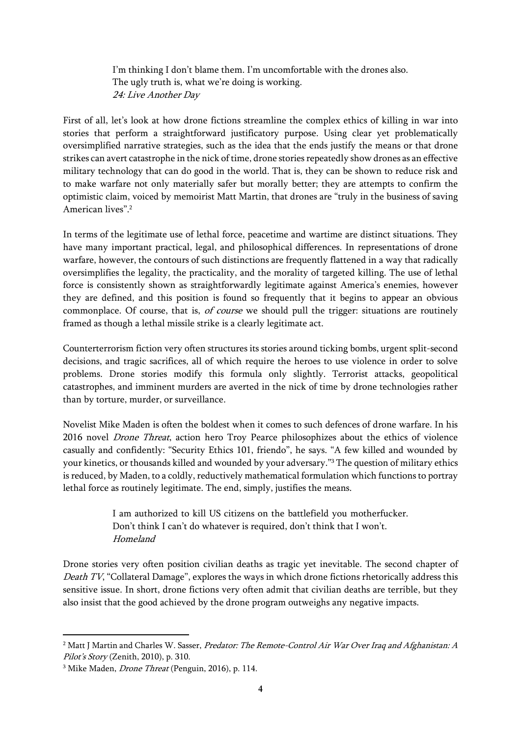> I'm thinking I don't blame them. I'm uncomfortable with the drones also.
> The ugly truth is, what we're doing is working.
> *24: Live Another Day*

First of all, let's look at how drone fictions streamline the complex ethics of killing in war into stories that perform a straightforward justificatory purpose. Using clear yet problematically oversimplified narrative strategies, such as the idea that the ends justify the means or that drone strikes can avert catastrophe in the nick of time, drone stories repeatedly show drones as an effective military technology that can do good in the world. That is, they can be shown to reduce risk and to make warfare not only materially safer but morally better; they are attempts to confirm the optimistic claim, voiced by memoirist Matt Martin, that drones are "truly in the business of saving American lives".[2]

In terms of the legitimate use of lethal force, peacetime and wartime are distinct situations. They have many important practical, legal, and philosophical differences. In representations of drone warfare, however, the contours of such distinctions are frequently flattened in a way that radically oversimplifies the legality, the practicality, and the morality of targeted killing. The use of lethal force is consistently shown as straightforwardly legitimate against America's enemies, however they are defined, and this position is found so frequently that it begins to appear an obvious commonplace. Of course, that is, *of course* we should pull the trigger: situations are routinely framed as though a lethal missile strike is a clearly legitimate act.

Counterterrorism fiction very often structures its stories around ticking bombs, urgent split-second decisions, and tragic sacrifices, all of which require the heroes to use violence in order to solve problems. Drone stories modify this formula only slightly. Terrorist attacks, geopolitical catastrophes, and imminent murders are averted in the nick of time by drone technologies rather than by torture, murder, or surveillance.

Novelist Mike Maden is often the boldest when it comes to such defences of drone warfare. In his 2016 novel *Drone Threat*, action hero Troy Pearce philosophizes about the ethics of violence casually and confidently: "Security Ethics 101, friendo", he says. "A few killed and wounded by your kinetics, or thousands killed and wounded by your adversary."[3] The question of military ethics is reduced, by Maden, to a coldly, reductively mathematical formulation which functions to portray lethal force as routinely legitimate. The end, simply, justifies the means.

> I am authorized to kill US citizens on the battlefield you motherfucker.
> Don't think I can't do whatever is required, don't think that I won't.
> *Homeland*

Drone stories very often position civilian deaths as tragic yet inevitable. The second chapter of *Death TV*, "Collateral Damage", explores the ways in which drone fictions rhetorically address this sensitive issue. In short, drone fictions very often admit that civilian deaths are terrible, but they also insist that the good achieved by the drone program outweighs any negative impacts.

---

[2] Matt J Martin and Charles W. Sasser, *Predator: The Remote-Control Air War Over Iraq and Afghanistan: A Pilot's Story* (Zenith, 2010), p. 310.

[3] Mike Maden, *Drone Threat* (Penguin, 2016), p. 114.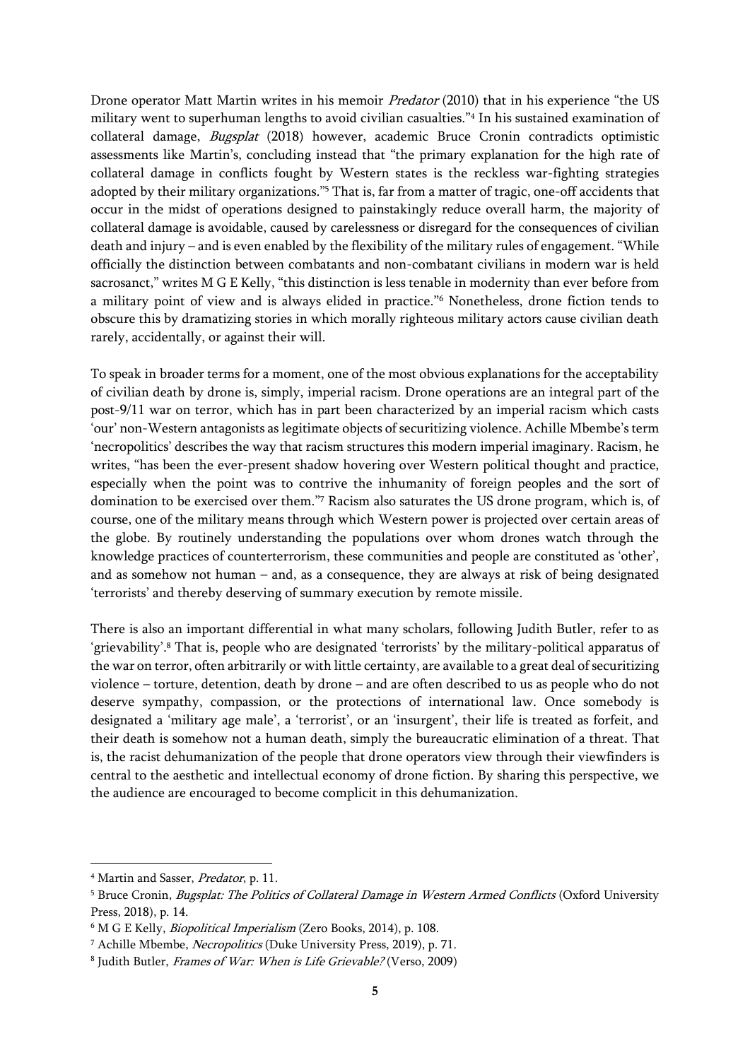Drone operator Matt Martin writes in his memoir *Predator* (2010) that in his experience "the US military went to superhuman lengths to avoid civilian casualties."[4] In his sustained examination of collateral damage, *Bugsplat* (2018) however, academic Bruce Cronin contradicts optimistic assessments like Martin's, concluding instead that "the primary explanation for the high rate of collateral damage in conflicts fought by Western states is the reckless war-fighting strategies adopted by their military organizations."[5] That is, far from a matter of tragic, one-off accidents that occur in the midst of operations designed to painstakingly reduce overall harm, the majority of collateral damage is avoidable, caused by carelessness or disregard for the consequences of civilian death and injury – and is even enabled by the flexibility of the military rules of engagement. "While officially the distinction between combatants and non-combatant civilians in modern war is held sacrosanct," writes M G E Kelly, "this distinction is less tenable in modernity than ever before from a military point of view and is always elided in practice."[6] Nonetheless, drone fiction tends to obscure this by dramatizing stories in which morally righteous military actors cause civilian death rarely, accidentally, or against their will.

To speak in broader terms for a moment, one of the most obvious explanations for the acceptability of civilian death by drone is, simply, imperial racism. Drone operations are an integral part of the post-9/11 war on terror, which has in part been characterized by an imperial racism which casts 'our' non-Western antagonists as legitimate objects of securitizing violence. Achille Mbembe's term 'necropolitics' describes the way that racism structures this modern imperial imaginary. Racism, he writes, "has been the ever-present shadow hovering over Western political thought and practice, especially when the point was to contrive the inhumanity of foreign peoples and the sort of domination to be exercised over them."[7] Racism also saturates the US drone program, which is, of course, one of the military means through which Western power is projected over certain areas of the globe. By routinely understanding the populations over whom drones watch through the knowledge practices of counterterrorism, these communities and people are constituted as 'other', and as somehow not human – and, as a consequence, they are always at risk of being designated 'terrorists' and thereby deserving of summary execution by remote missile.

There is also an important differential in what many scholars, following Judith Butler, refer to as 'grievability'.[8] That is, people who are designated 'terrorists' by the military-political apparatus of the war on terror, often arbitrarily or with little certainty, are available to a great deal of securitizing violence – torture, detention, death by drone – and are often described to us as people who do not deserve sympathy, compassion, or the protections of international law. Once somebody is designated a 'military age male', a 'terrorist', or an 'insurgent', their life is treated as forfeit, and their death is somehow not a human death, simply the bureaucratic elimination of a threat. That is, the racist dehumanization of the people that drone operators view through their viewfinders is central to the aesthetic and intellectual economy of drone fiction. By sharing this perspective, we the audience are encouraged to become complicit in this dehumanization.

---

[4] Martin and Sasser, *Predator*, p. 11.

[5] Bruce Cronin, *Bugsplat: The Politics of Collateral Damage in Western Armed Conflicts* (Oxford University Press, 2018), p. 14.

[6] M G E Kelly, *Biopolitical Imperialism* (Zero Books, 2014), p. 108.

[7] Achille Mbembe, *Necropolitics* (Duke University Press, 2019), p. 71.

[8] Judith Butler, *Frames of War: When is Life Grievable?* (Verso, 2009)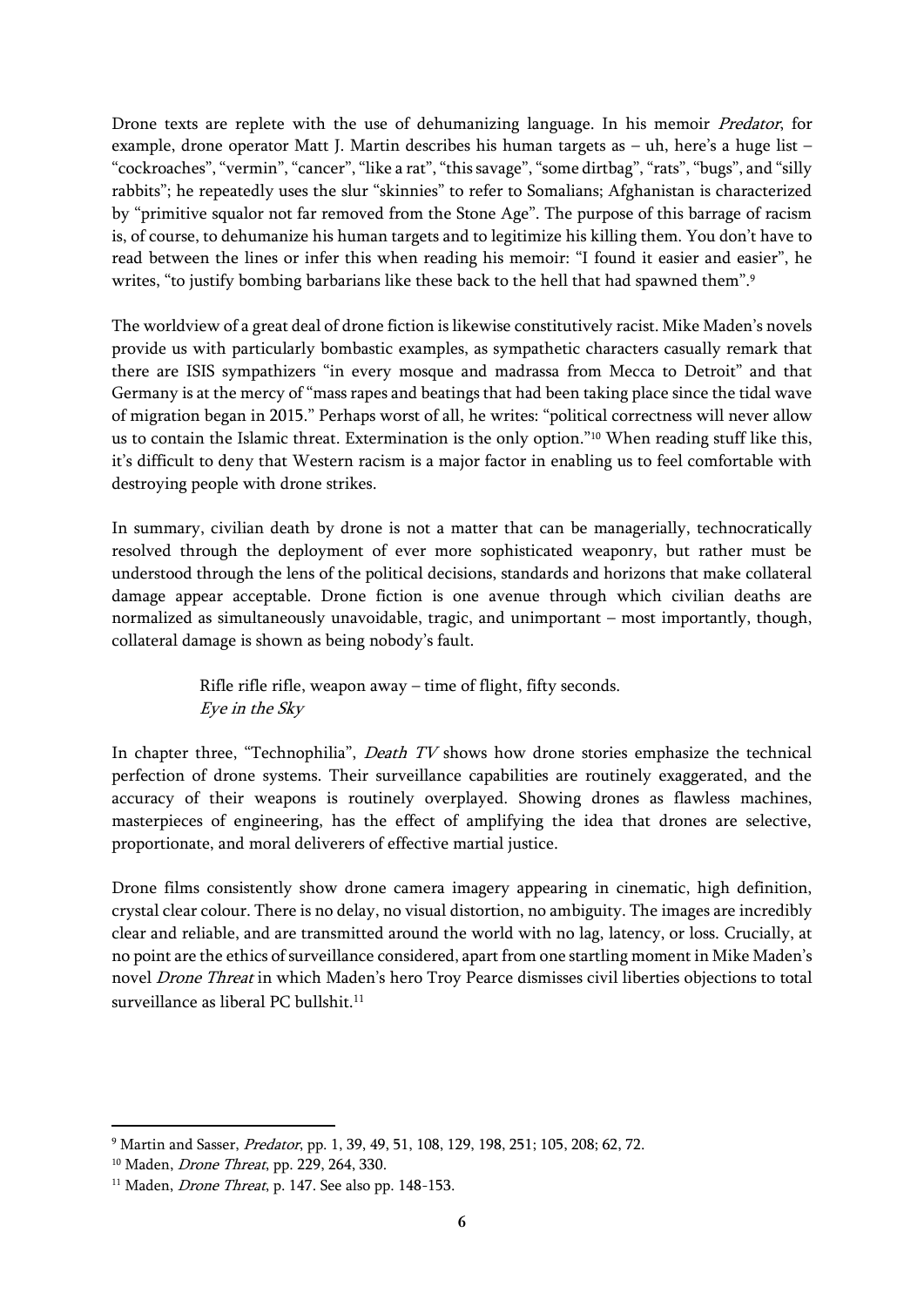Drone texts are replete with the use of dehumanizing language. In his memoir *Predator*, for example, drone operator Matt J. Martin describes his human targets as – uh, here's a huge list – "cockroaches", "vermin", "cancer", "like a rat", "this savage", "some dirtbag", "rats", "bugs", and "silly rabbits"; he repeatedly uses the slur "skinnies" to refer to Somalians; Afghanistan is characterized by "primitive squalor not far removed from the Stone Age". The purpose of this barrage of racism is, of course, to dehumanize his human targets and to legitimize his killing them. You don't have to read between the lines or infer this when reading his memoir: "I found it easier and easier", he writes, "to justify bombing barbarians like these back to the hell that had spawned them".[9]

The worldview of a great deal of drone fiction is likewise constitutively racist. Mike Maden's novels provide us with particularly bombastic examples, as sympathetic characters casually remark that there are ISIS sympathizers "in every mosque and madrassa from Mecca to Detroit" and that Germany is at the mercy of "mass rapes and beatings that had been taking place since the tidal wave of migration began in 2015." Perhaps worst of all, he writes: "political correctness will never allow us to contain the Islamic threat. Extermination is the only option."[10] When reading stuff like this, it's difficult to deny that Western racism is a major factor in enabling us to feel comfortable with destroying people with drone strikes.

In summary, civilian death by drone is not a matter that can be managerially, technocratically resolved through the deployment of ever more sophisticated weaponry, but rather must be understood through the lens of the political decisions, standards and horizons that make collateral damage appear acceptable. Drone fiction is one avenue through which civilian deaths are normalized as simultaneously unavoidable, tragic, and unimportant – most importantly, though, collateral damage is shown as being nobody's fault.

> Rifle rifle rifle, weapon away – time of flight, fifty seconds.
> *Eye in the Sky*

In chapter three, "Technophilia", *Death TV* shows how drone stories emphasize the technical perfection of drone systems. Their surveillance capabilities are routinely exaggerated, and the accuracy of their weapons is routinely overplayed. Showing drones as flawless machines, masterpieces of engineering, has the effect of amplifying the idea that drones are selective, proportionate, and moral deliverers of effective martial justice.

Drone films consistently show drone camera imagery appearing in cinematic, high definition, crystal clear colour. There is no delay, no visual distortion, no ambiguity. The images are incredibly clear and reliable, and are transmitted around the world with no lag, latency, or loss. Crucially, at no point are the ethics of surveillance considered, apart from one startling moment in Mike Maden's novel *Drone Threat* in which Maden's hero Troy Pearce dismisses civil liberties objections to total surveillance as liberal PC bullshit.[11]

---

[9] Martin and Sasser, *Predator*, pp. 1, 39, 49, 51, 108, 129, 198, 251; 105, 208; 62, 72.

[10] Maden, *Drone Threat*, pp. 229, 264, 330.

[11] Maden, *Drone Threat*, p. 147. See also pp. 148-153.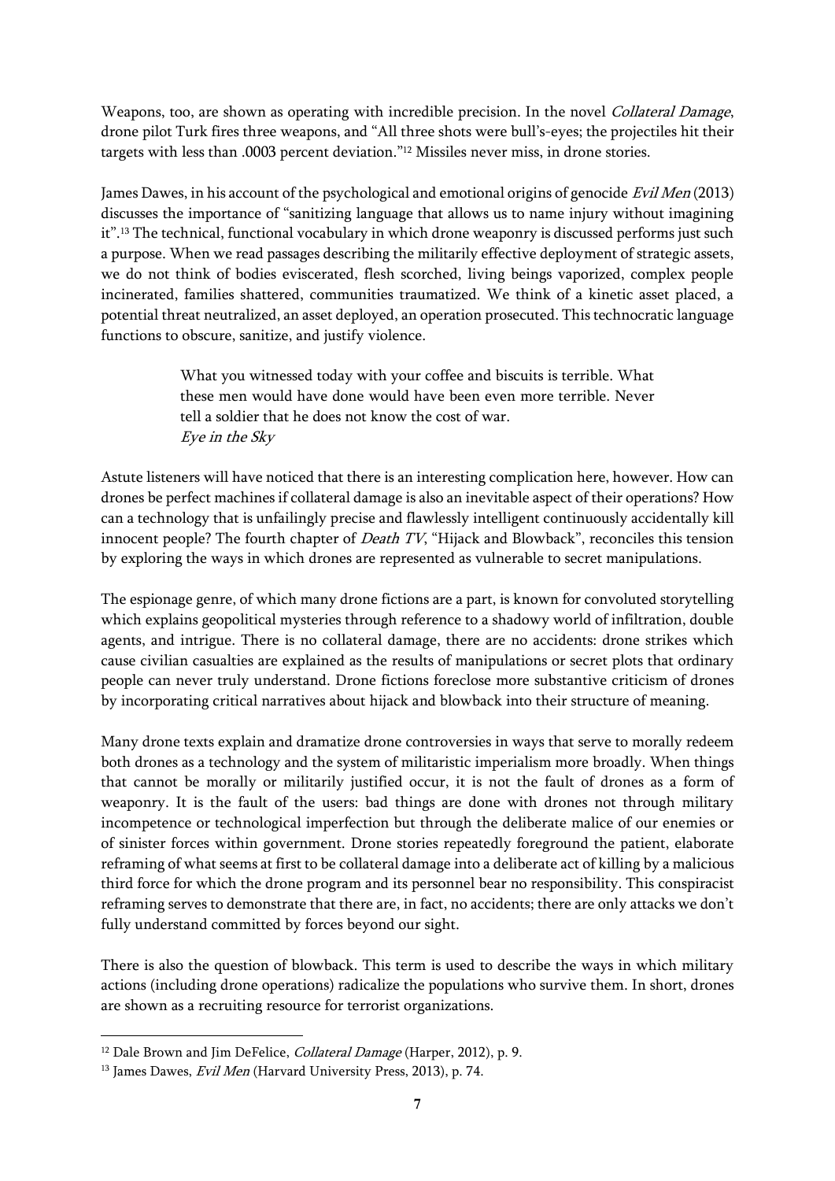Weapons, too, are shown as operating with incredible precision. In the novel *Collateral Damage*, drone pilot Turk fires three weapons, and "All three shots were bull's-eyes; the projectiles hit their targets with less than .0003 percent deviation."[12] Missiles never miss, in drone stories.

James Dawes, in his account of the psychological and emotional origins of genocide *Evil Men* (2013) discusses the importance of "sanitizing language that allows us to name injury without imagining it".[13] The technical, functional vocabulary in which drone weaponry is discussed performs just such a purpose. When we read passages describing the militarily effective deployment of strategic assets, we do not think of bodies eviscerated, flesh scorched, living beings vaporized, complex people incinerated, families shattered, communities traumatized. We think of a kinetic asset placed, a potential threat neutralized, an asset deployed, an operation prosecuted. This technocratic language functions to obscure, sanitize, and justify violence.

> What you witnessed today with your coffee and biscuits is terrible. What these men would have done would have been even more terrible. Never tell a soldier that he does not know the cost of war.
> *Eye in the Sky*

Astute listeners will have noticed that there is an interesting complication here, however. How can drones be perfect machines if collateral damage is also an inevitable aspect of their operations? How can a technology that is unfailingly precise and flawlessly intelligent continuously accidentally kill innocent people? The fourth chapter of *Death TV*, "Hijack and Blowback", reconciles this tension by exploring the ways in which drones are represented as vulnerable to secret manipulations.

The espionage genre, of which many drone fictions are a part, is known for convoluted storytelling which explains geopolitical mysteries through reference to a shadowy world of infiltration, double agents, and intrigue. There is no collateral damage, there are no accidents: drone strikes which cause civilian casualties are explained as the results of manipulations or secret plots that ordinary people can never truly understand. Drone fictions foreclose more substantive criticism of drones by incorporating critical narratives about hijack and blowback into their structure of meaning.

Many drone texts explain and dramatize drone controversies in ways that serve to morally redeem both drones as a technology and the system of militaristic imperialism more broadly. When things that cannot be morally or militarily justified occur, it is not the fault of drones as a form of weaponry. It is the fault of the users: bad things are done with drones not through military incompetence or technological imperfection but through the deliberate malice of our enemies or of sinister forces within government. Drone stories repeatedly foreground the patient, elaborate reframing of what seems at first to be collateral damage into a deliberate act of killing by a malicious third force for which the drone program and its personnel bear no responsibility. This conspiracist reframing serves to demonstrate that there are, in fact, no accidents; there are only attacks we don't fully understand committed by forces beyond our sight.

There is also the question of blowback. This term is used to describe the ways in which military actions (including drone operations) radicalize the populations who survive them. In short, drones are shown as a recruiting resource for terrorist organizations.

---

[12] Dale Brown and Jim DeFelice, *Collateral Damage* (Harper, 2012), p. 9.

[13] James Dawes, *Evil Men* (Harvard University Press, 2013), p. 74.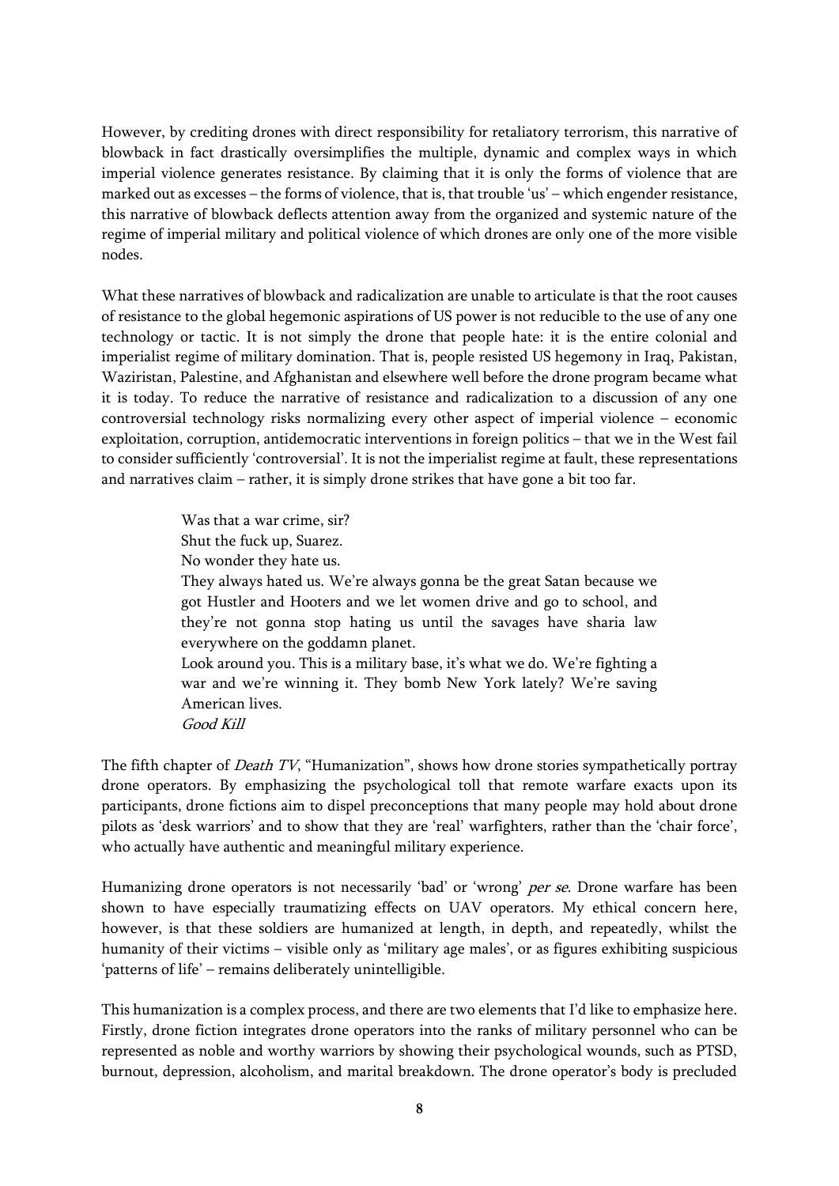However, by crediting drones with direct responsibility for retaliatory terrorism, this narrative of blowback in fact drastically oversimplifies the multiple, dynamic and complex ways in which imperial violence generates resistance. By claiming that it is only the forms of violence that are marked out as excesses – the forms of violence, that is, that trouble 'us' – which engender resistance, this narrative of blowback deflects attention away from the organized and systemic nature of the regime of imperial military and political violence of which drones are only one of the more visible nodes.

What these narratives of blowback and radicalization are unable to articulate is that the root causes of resistance to the global hegemonic aspirations of US power is not reducible to the use of any one technology or tactic. It is not simply the drone that people hate: it is the entire colonial and imperialist regime of military domination. That is, people resisted US hegemony in Iraq, Pakistan, Waziristan, Palestine, and Afghanistan and elsewhere well before the drone program became what it is today. To reduce the narrative of resistance and radicalization to a discussion of any one controversial technology risks normalizing every other aspect of imperial violence – economic exploitation, corruption, antidemocratic interventions in foreign politics – that we in the West fail to consider sufficiently 'controversial'. It is not the imperialist regime at fault, these representations and narratives claim – rather, it is simply drone strikes that have gone a bit too far.

> Was that a war crime, sir?
> Shut the fuck up, Suarez.
> No wonder they hate us.
> They always hated us. We're always gonna be the great Satan because we got Hustler and Hooters and we let women drive and go to school, and they're not gonna stop hating us until the savages have sharia law everywhere on the goddamn planet.
> Look around you. This is a military base, it's what we do. We're fighting a war and we're winning it. They bomb New York lately? We're saving American lives.
> *Good Kill*

The fifth chapter of *Death TV*, "Humanization", shows how drone stories sympathetically portray drone operators. By emphasizing the psychological toll that remote warfare exacts upon its participants, drone fictions aim to dispel preconceptions that many people may hold about drone pilots as 'desk warriors' and to show that they are 'real' warfighters, rather than the 'chair force', who actually have authentic and meaningful military experience.

Humanizing drone operators is not necessarily 'bad' or 'wrong' *per se*. Drone warfare has been shown to have especially traumatizing effects on UAV operators. My ethical concern here, however, is that these soldiers are humanized at length, in depth, and repeatedly, whilst the humanity of their victims – visible only as 'military age males', or as figures exhibiting suspicious 'patterns of life' – remains deliberately unintelligible.

This humanization is a complex process, and there are two elements that I'd like to emphasize here. Firstly, drone fiction integrates drone operators into the ranks of military personnel who can be represented as noble and worthy warriors by showing their psychological wounds, such as PTSD, burnout, depression, alcoholism, and marital breakdown. The drone operator's body is precluded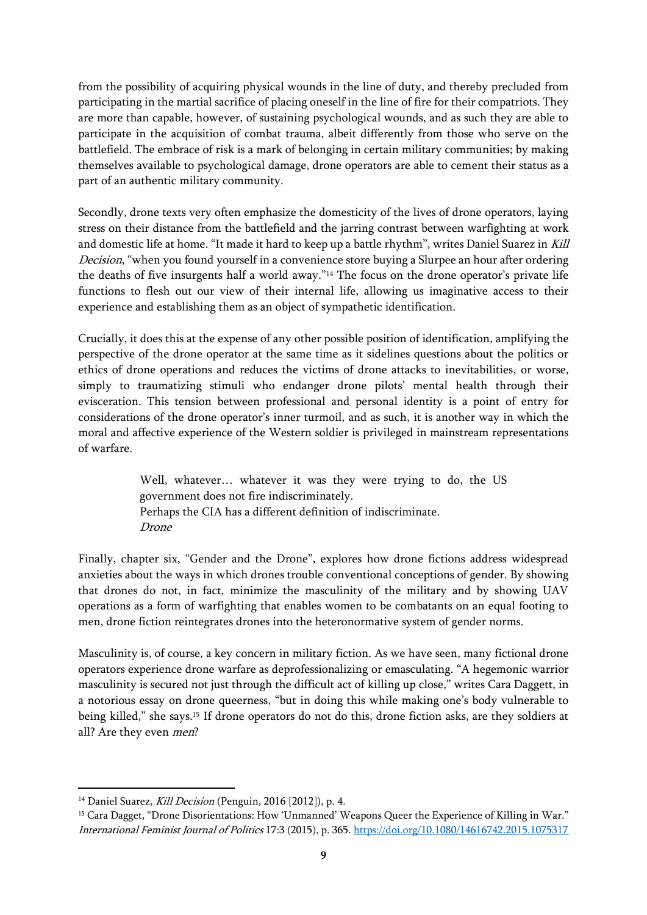from the possibility of acquiring physical wounds in the line of duty, and thereby precluded from participating in the martial sacrifice of placing oneself in the line of fire for their compatriots. They are more than capable, however, of sustaining psychological wounds, and as such they are able to participate in the acquisition of combat trauma, albeit differently from those who serve on the battlefield. The embrace of risk is a mark of belonging in certain military communities; by making themselves available to psychological damage, drone operators are able to cement their status as a part of an authentic military community.

Secondly, drone texts very often emphasize the domesticity of the lives of drone operators, laying stress on their distance from the battlefield and the jarring contrast between warfighting at work and domestic life at home. "It made it hard to keep up a battle rhythm", writes Daniel Suarez in *Kill Decision*, "when you found yourself in a convenience store buying a Slurpee an hour after ordering the deaths of five insurgents half a world away."[14] The focus on the drone operator's private life functions to flesh out our view of their internal life, allowing us imaginative access to their experience and establishing them as an object of sympathetic identification.

Crucially, it does this at the expense of any other possible position of identification, amplifying the perspective of the drone operator at the same time as it sidelines questions about the politics or ethics of drone operations and reduces the victims of drone attacks to inevitabilities, or worse, simply to traumatizing stimuli who endanger drone pilots' mental health through their evisceration. This tension between professional and personal identity is a point of entry for considerations of the drone operator's inner turmoil, and as such, it is another way in which the moral and affective experience of the Western soldier is privileged in mainstream representations of warfare.

> Well, whatever… whatever it was they were trying to do, the US government does not fire indiscriminately.
> Perhaps the CIA has a different definition of indiscriminate.
> *Drone*

Finally, chapter six, "Gender and the Drone", explores how drone fictions address widespread anxieties about the ways in which drones trouble conventional conceptions of gender. By showing that drones do not, in fact, minimize the masculinity of the military and by showing UAV operations as a form of warfighting that enables women to be combatants on an equal footing to men, drone fiction reintegrates drones into the heteronormative system of gender norms.

Masculinity is, of course, a key concern in military fiction. As we have seen, many fictional drone operators experience drone warfare as deprofessionalizing or emasculating. "A hegemonic warrior masculinity is secured not just through the difficult act of killing up close," writes Cara Daggett, in a notorious essay on drone queerness, "but in doing this while making one's body vulnerable to being killed," she says.[15] If drone operators do not do this, drone fiction asks, are they soldiers at all? Are they even *men*?

---

[14] Daniel Suarez, *Kill Decision* (Penguin, 2016 [2012]), p. 4.

[15] Cara Dagget, "Drone Disorientations: How 'Unmanned' Weapons Queer the Experience of Killing in War." *International Feminist Journal of Politics* 17:3 (2015), p. 365. https://doi.org/10.1080/14616742.2015.1075317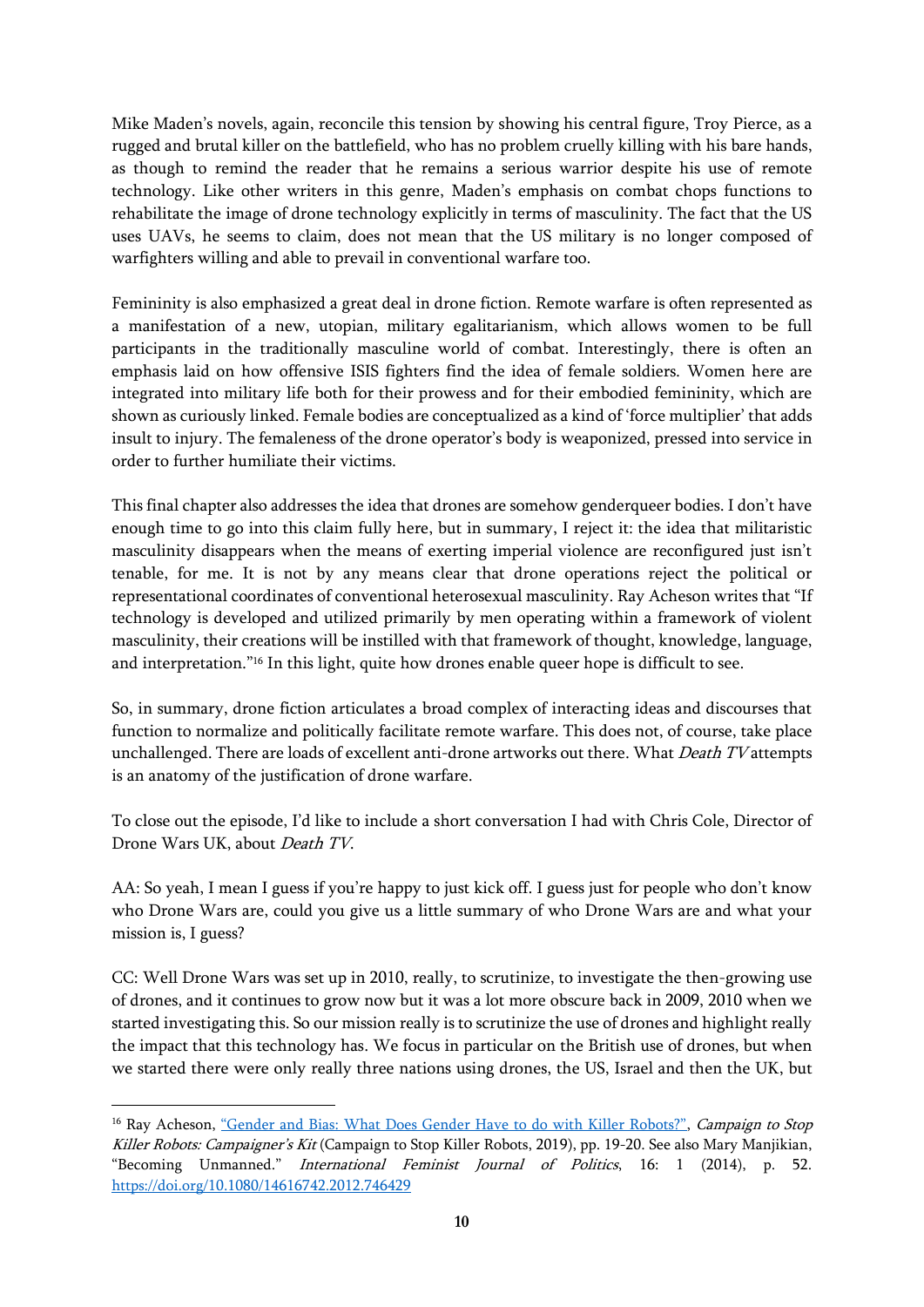Mike Maden's novels, again, reconcile this tension by showing his central figure, Troy Pierce, as a rugged and brutal killer on the battlefield, who has no problem cruelly killing with his bare hands, as though to remind the reader that he remains a serious warrior despite his use of remote technology. Like other writers in this genre, Maden's emphasis on combat chops functions to rehabilitate the image of drone technology explicitly in terms of masculinity. The fact that the US uses UAVs, he seems to claim, does not mean that the US military is no longer composed of warfighters willing and able to prevail in conventional warfare too.

Femininity is also emphasized a great deal in drone fiction. Remote warfare is often represented as a manifestation of a new, utopian, military egalitarianism, which allows women to be full participants in the traditionally masculine world of combat. Interestingly, there is often an emphasis laid on how offensive ISIS fighters find the idea of female soldiers. Women here are integrated into military life both for their prowess and for their embodied femininity, which are shown as curiously linked. Female bodies are conceptualized as a kind of 'force multiplier' that adds insult to injury. The femaleness of the drone operator's body is weaponized, pressed into service in order to further humiliate their victims.

This final chapter also addresses the idea that drones are somehow genderqueer bodies. I don't have enough time to go into this claim fully here, but in summary, I reject it: the idea that militaristic masculinity disappears when the means of exerting imperial violence are reconfigured just isn't tenable, for me. It is not by any means clear that drone operations reject the political or representational coordinates of conventional heterosexual masculinity. Ray Acheson writes that "If technology is developed and utilized primarily by men operating within a framework of violent masculinity, their creations will be instilled with that framework of thought, knowledge, language, and interpretation."[16] In this light, quite how drones enable queer hope is difficult to see.

So, in summary, drone fiction articulates a broad complex of interacting ideas and discourses that function to normalize and politically facilitate remote warfare. This does not, of course, take place unchallenged. There are loads of excellent anti-drone artworks out there. What *Death TV* attempts is an anatomy of the justification of drone warfare.

To close out the episode, I'd like to include a short conversation I had with Chris Cole, Director of Drone Wars UK, about *Death TV*.

AA: So yeah, I mean I guess if you're happy to just kick off. I guess just for people who don't know who Drone Wars are, could you give us a little summary of who Drone Wars are and what your mission is, I guess?

CC: Well Drone Wars was set up in 2010, really, to scrutinize, to investigate the then-growing use of drones, and it continues to grow now but it was a lot more obscure back in 2009, 2010 when we started investigating this. So our mission really is to scrutinize the use of drones and highlight really the impact that this technology has. We focus in particular on the British use of drones, but when we started there were only really three nations using drones, the US, Israel and then the UK, but

---

[16] Ray Acheson, "Gender and Bias: What Does Gender Have to do with Killer Robots?", *Campaign to Stop Killer Robots: Campaigner's Kit* (Campaign to Stop Killer Robots, 2019), pp. 19-20. See also Mary Manjikian, "Becoming Unmanned." *International Feminist Journal of Politics*, 16: 1 (2014), p. 52. https://doi.org/10.1080/14616742.2012.746429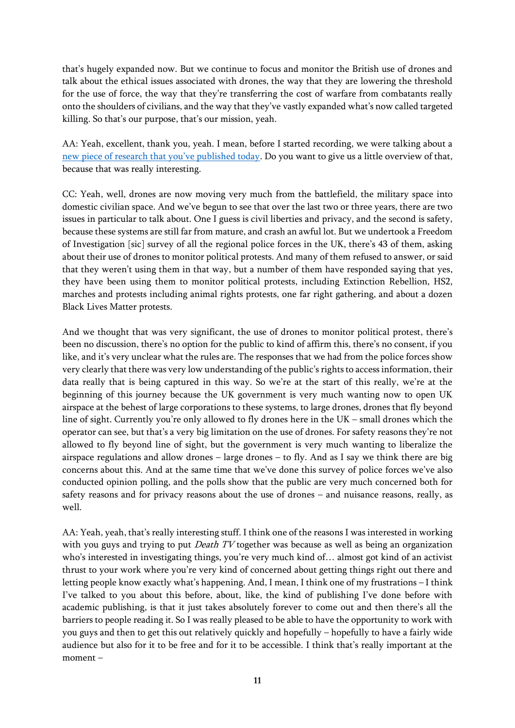that's hugely expanded now. But we continue to focus and monitor the British use of drones and talk about the ethical issues associated with drones, the way that they are lowering the threshold for the use of force, the way that they're transferring the cost of warfare from combatants really onto the shoulders of civilians, and the way that they've vastly expanded what's now called targeted killing. So that's our purpose, that's our mission, yeah.

AA: Yeah, excellent, thank you, yeah. I mean, before I started recording, we were talking about a [new piece of research that you've published today](). Do you want to give us a little overview of that, because that was really interesting.

CC: Yeah, well, drones are now moving very much from the battlefield, the military space into domestic civilian space. And we've begun to see that over the last two or three years, there are two issues in particular to talk about. One I guess is civil liberties and privacy, and the second is safety, because these systems are still far from mature, and crash an awful lot. But we undertook a Freedom of Investigation [sic] survey of all the regional police forces in the UK, there's 43 of them, asking about their use of drones to monitor political protests. And many of them refused to answer, or said that they weren't using them in that way, but a number of them have responded saying that yes, they have been using them to monitor political protests, including Extinction Rebellion, HS2, marches and protests including animal rights protests, one far right gathering, and about a dozen Black Lives Matter protests.

And we thought that was very significant, the use of drones to monitor political protest, there's been no discussion, there's no option for the public to kind of affirm this, there's no consent, if you like, and it's very unclear what the rules are. The responses that we had from the police forces show very clearly that there was very low understanding of the public's rights to access information, their data really that is being captured in this way. So we're at the start of this really, we're at the beginning of this journey because the UK government is very much wanting now to open UK airspace at the behest of large corporations to these systems, to large drones, drones that fly beyond line of sight. Currently you're only allowed to fly drones here in the UK – small drones which the operator can see, but that's a very big limitation on the use of drones. For safety reasons they're not allowed to fly beyond line of sight, but the government is very much wanting to liberalize the airspace regulations and allow drones – large drones – to fly. And as I say we think there are big concerns about this. And at the same time that we've done this survey of police forces we've also conducted opinion polling, and the polls show that the public are very much concerned both for safety reasons and for privacy reasons about the use of drones – and nuisance reasons, really, as well.

AA: Yeah, yeah, that's really interesting stuff. I think one of the reasons I was interested in working with you guys and trying to put *Death TV* together was because as well as being an organization who's interested in investigating things, you're very much kind of… almost got kind of an activist thrust to your work where you're very kind of concerned about getting things right out there and letting people know exactly what's happening. And, I mean, I think one of my frustrations – I think I've talked to you about this before, about, like, the kind of publishing I've done before with academic publishing, is that it just takes absolutely forever to come out and then there's all the barriers to people reading it. So I was really pleased to be able to have the opportunity to work with you guys and then to get this out relatively quickly and hopefully – hopefully to have a fairly wide audience but also for it to be free and for it to be accessible. I think that's really important at the moment –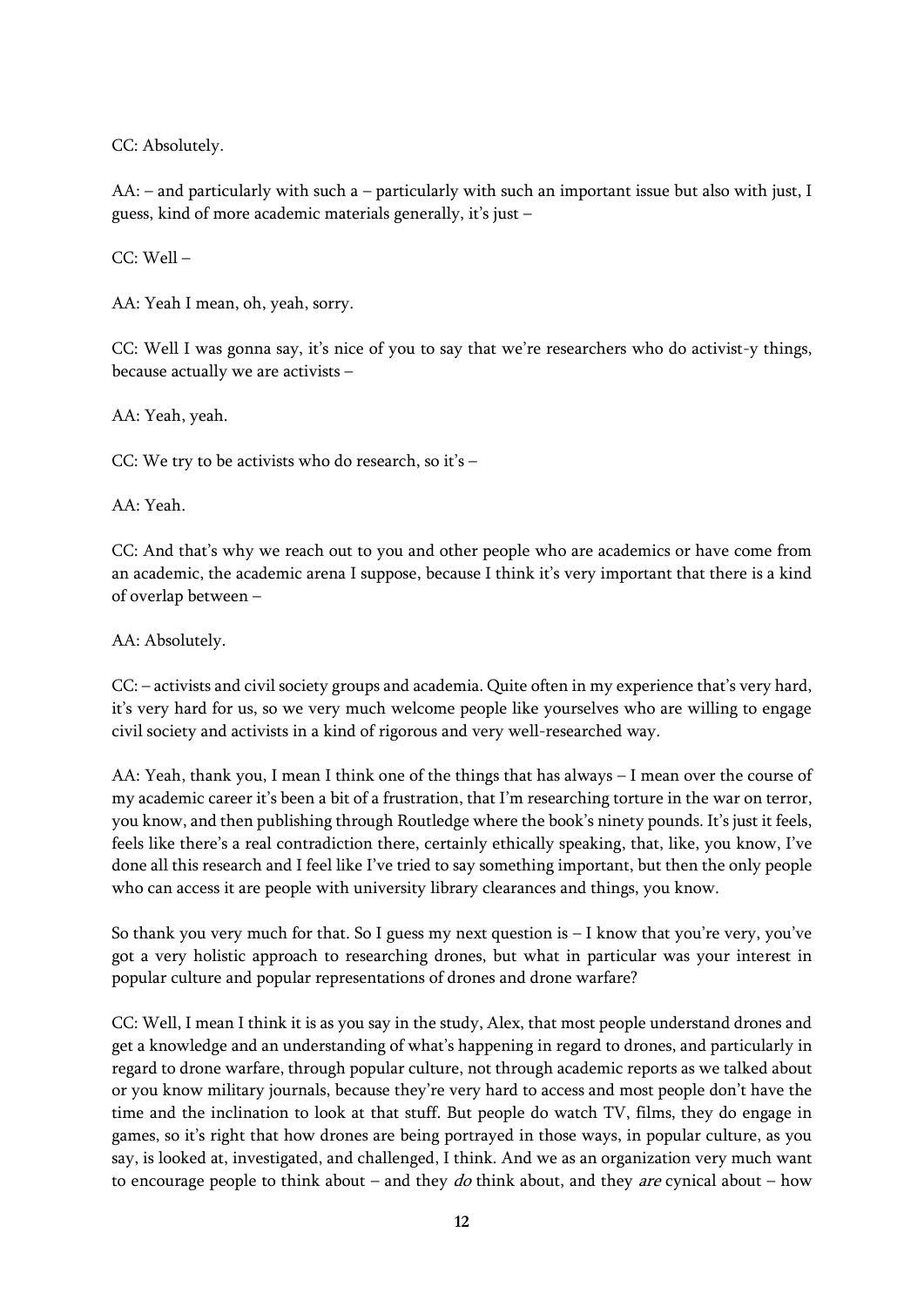CC: Absolutely.

AA: – and particularly with such a – particularly with such an important issue but also with just, I guess, kind of more academic materials generally, it's just –

CC: Well –

AA: Yeah I mean, oh, yeah, sorry.

CC: Well I was gonna say, it's nice of you to say that we're researchers who do activist-y things, because actually we are activists –

AA: Yeah, yeah.

CC: We try to be activists who do research, so it's –

AA: Yeah.

CC: And that's why we reach out to you and other people who are academics or have come from an academic, the academic arena I suppose, because I think it's very important that there is a kind of overlap between –

AA: Absolutely.

CC: – activists and civil society groups and academia. Quite often in my experience that's very hard, it's very hard for us, so we very much welcome people like yourselves who are willing to engage civil society and activists in a kind of rigorous and very well-researched way.

AA: Yeah, thank you, I mean I think one of the things that has always – I mean over the course of my academic career it's been a bit of a frustration, that I'm researching torture in the war on terror, you know, and then publishing through Routledge where the book's ninety pounds. It's just it feels, feels like there's a real contradiction there, certainly ethically speaking, that, like, you know, I've done all this research and I feel like I've tried to say something important, but then the only people who can access it are people with university library clearances and things, you know.

So thank you very much for that. So I guess my next question is – I know that you're very, you've got a very holistic approach to researching drones, but what in particular was your interest in popular culture and popular representations of drones and drone warfare?

CC: Well, I mean I think it is as you say in the study, Alex, that most people understand drones and get a knowledge and an understanding of what's happening in regard to drones, and particularly in regard to drone warfare, through popular culture, not through academic reports as we talked about or you know military journals, because they're very hard to access and most people don't have the time and the inclination to look at that stuff. But people do watch TV, films, they do engage in games, so it's right that how drones are being portrayed in those ways, in popular culture, as you say, is looked at, investigated, and challenged, I think. And we as an organization very much want to encourage people to think about – and they *do* think about, and they *are* cynical about – how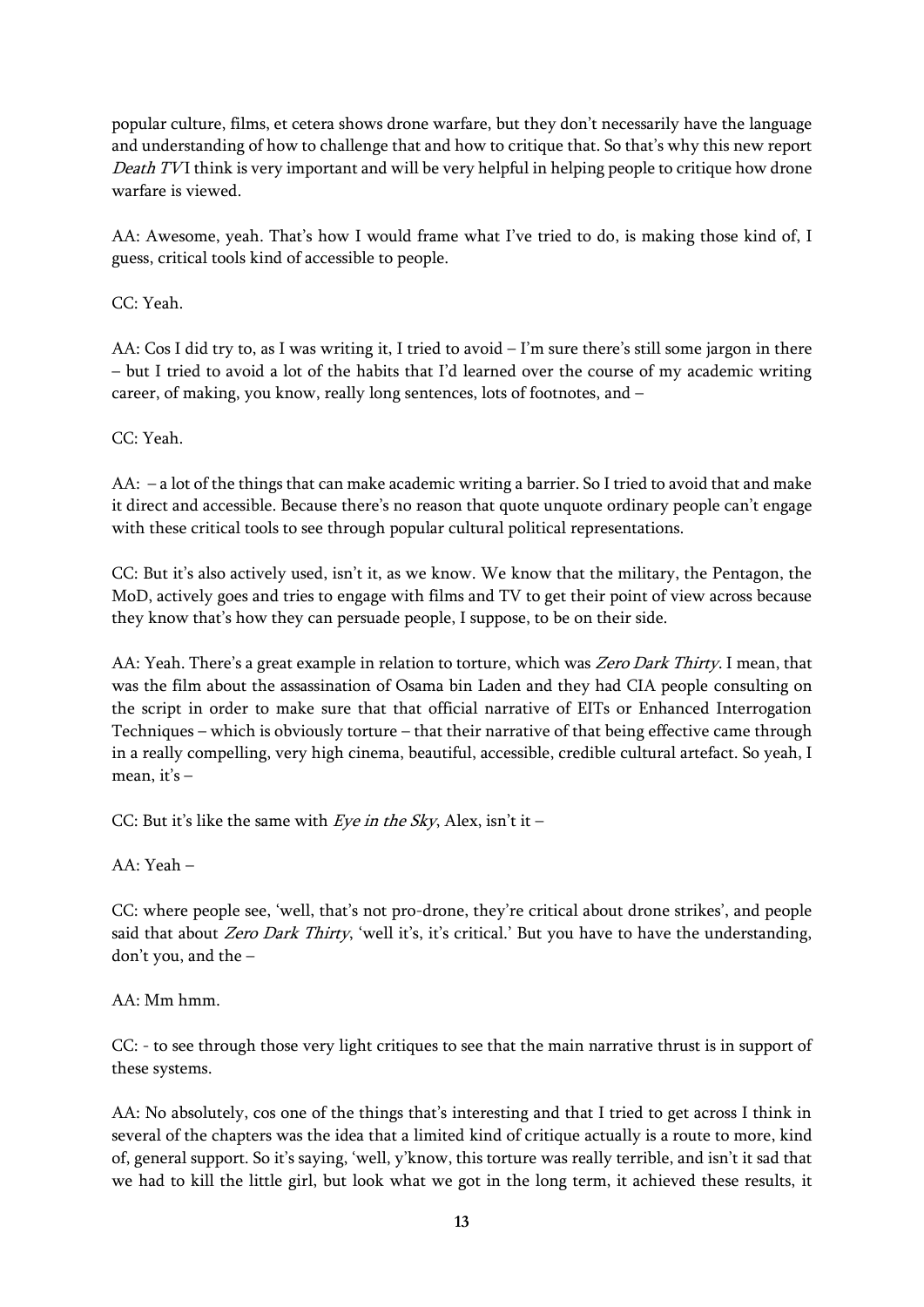popular culture, films, et cetera shows drone warfare, but they don't necessarily have the language and understanding of how to challenge that and how to critique that. So that's why this new report *Death TV* I think is very important and will be very helpful in helping people to critique how drone warfare is viewed.

AA: Awesome, yeah. That's how I would frame what I've tried to do, is making those kind of, I guess, critical tools kind of accessible to people.

CC: Yeah.

AA: Cos I did try to, as I was writing it, I tried to avoid – I'm sure there's still some jargon in there – but I tried to avoid a lot of the habits that I'd learned over the course of my academic writing career, of making, you know, really long sentences, lots of footnotes, and –

CC: Yeah.

AA: – a lot of the things that can make academic writing a barrier. So I tried to avoid that and make it direct and accessible. Because there's no reason that quote unquote ordinary people can't engage with these critical tools to see through popular cultural political representations.

CC: But it's also actively used, isn't it, as we know. We know that the military, the Pentagon, the MoD, actively goes and tries to engage with films and TV to get their point of view across because they know that's how they can persuade people, I suppose, to be on their side.

AA: Yeah. There's a great example in relation to torture, which was *Zero Dark Thirty*. I mean, that was the film about the assassination of Osama bin Laden and they had CIA people consulting on the script in order to make sure that that official narrative of EITs or Enhanced Interrogation Techniques – which is obviously torture – that their narrative of that being effective came through in a really compelling, very high cinema, beautiful, accessible, credible cultural artefact. So yeah, I mean, it's –

CC: But it's like the same with *Eye in the Sky*, Alex, isn't it –

AA: Yeah –

CC: where people see, 'well, that's not pro-drone, they're critical about drone strikes', and people said that about *Zero Dark Thirty*, 'well it's, it's critical.' But you have to have the understanding, don't you, and the –

AA: Mm hmm.

CC: - to see through those very light critiques to see that the main narrative thrust is in support of these systems.

AA: No absolutely, cos one of the things that's interesting and that I tried to get across I think in several of the chapters was the idea that a limited kind of critique actually is a route to more, kind of, general support. So it's saying, 'well, y'know, this torture was really terrible, and isn't it sad that we had to kill the little girl, but look what we got in the long term, it achieved these results, it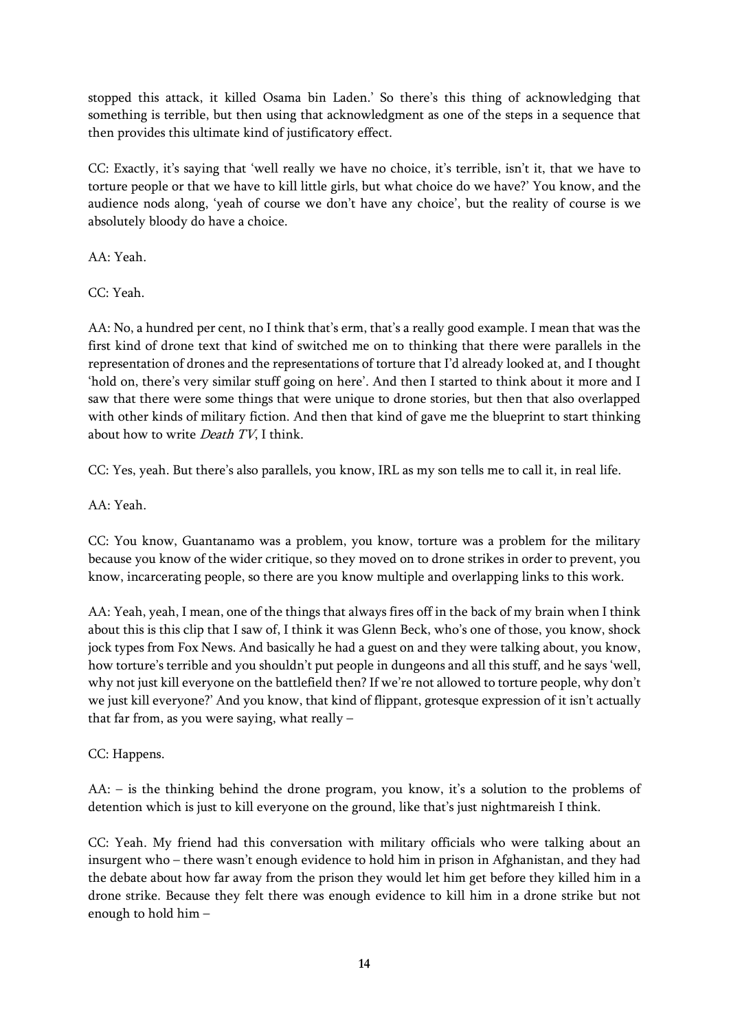stopped this attack, it killed Osama bin Laden.' So there's this thing of acknowledging that something is terrible, but then using that acknowledgment as one of the steps in a sequence that then provides this ultimate kind of justificatory effect.

CC: Exactly, it's saying that 'well really we have no choice, it's terrible, isn't it, that we have to torture people or that we have to kill little girls, but what choice do we have?' You know, and the audience nods along, 'yeah of course we don't have any choice', but the reality of course is we absolutely bloody do have a choice.

AA: Yeah.

CC: Yeah.

AA: No, a hundred per cent, no I think that's erm, that's a really good example. I mean that was the first kind of drone text that kind of switched me on to thinking that there were parallels in the representation of drones and the representations of torture that I'd already looked at, and I thought 'hold on, there's very similar stuff going on here'. And then I started to think about it more and I saw that there were some things that were unique to drone stories, but then that also overlapped with other kinds of military fiction. And then that kind of gave me the blueprint to start thinking about how to write *Death TV*, I think.

CC: Yes, yeah. But there's also parallels, you know, IRL as my son tells me to call it, in real life.

AA: Yeah.

CC: You know, Guantanamo was a problem, you know, torture was a problem for the military because you know of the wider critique, so they moved on to drone strikes in order to prevent, you know, incarcerating people, so there are you know multiple and overlapping links to this work.

AA: Yeah, yeah, I mean, one of the things that always fires off in the back of my brain when I think about this is this clip that I saw of, I think it was Glenn Beck, who's one of those, you know, shock jock types from Fox News. And basically he had a guest on and they were talking about, you know, how torture's terrible and you shouldn't put people in dungeons and all this stuff, and he says 'well, why not just kill everyone on the battlefield then? If we're not allowed to torture people, why don't we just kill everyone?' And you know, that kind of flippant, grotesque expression of it isn't actually that far from, as you were saying, what really –

CC: Happens.

AA: – is the thinking behind the drone program, you know, it's a solution to the problems of detention which is just to kill everyone on the ground, like that's just nightmareish I think.

CC: Yeah. My friend had this conversation with military officials who were talking about an insurgent who – there wasn't enough evidence to hold him in prison in Afghanistan, and they had the debate about how far away from the prison they would let him get before they killed him in a drone strike. Because they felt there was enough evidence to kill him in a drone strike but not enough to hold him –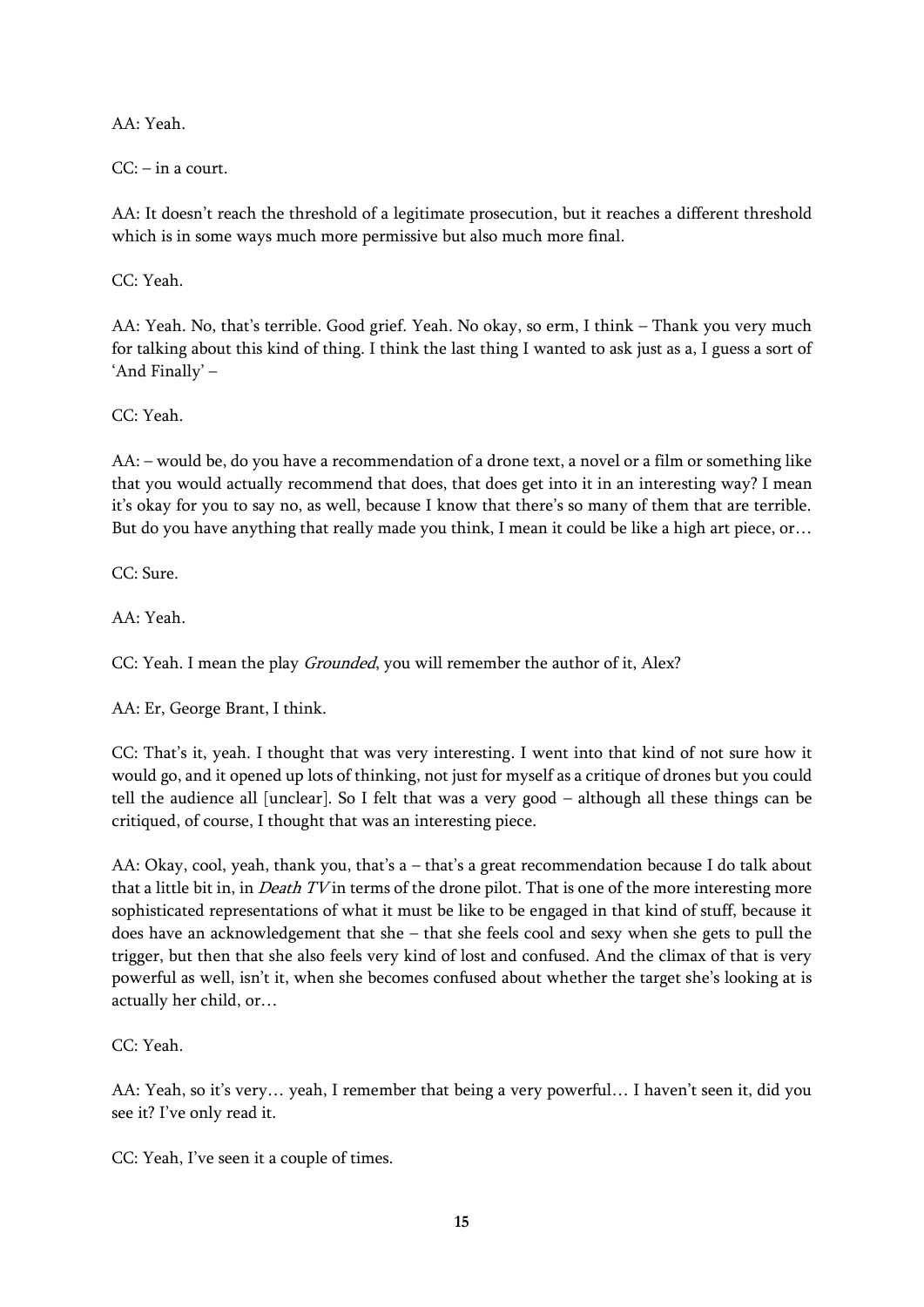AA: Yeah.

CC: – in a court.

AA: It doesn't reach the threshold of a legitimate prosecution, but it reaches a different threshold which is in some ways much more permissive but also much more final.

CC: Yeah.

AA: Yeah. No, that's terrible. Good grief. Yeah. No okay, so erm, I think – Thank you very much for talking about this kind of thing. I think the last thing I wanted to ask just as a, I guess a sort of 'And Finally' –

CC: Yeah.

AA: – would be, do you have a recommendation of a drone text, a novel or a film or something like that you would actually recommend that does, that does get into it in an interesting way? I mean it's okay for you to say no, as well, because I know that there's so many of them that are terrible. But do you have anything that really made you think, I mean it could be like a high art piece, or…

CC: Sure.

AA: Yeah.

CC: Yeah. I mean the play *Grounded*, you will remember the author of it, Alex?

AA: Er, George Brant, I think.

CC: That's it, yeah. I thought that was very interesting. I went into that kind of not sure how it would go, and it opened up lots of thinking, not just for myself as a critique of drones but you could tell the audience all [unclear]. So I felt that was a very good – although all these things can be critiqued, of course, I thought that was an interesting piece.

AA: Okay, cool, yeah, thank you, that's a – that's a great recommendation because I do talk about that a little bit in, in *Death TV* in terms of the drone pilot. That is one of the more interesting more sophisticated representations of what it must be like to be engaged in that kind of stuff, because it does have an acknowledgement that she – that she feels cool and sexy when she gets to pull the trigger, but then that she also feels very kind of lost and confused. And the climax of that is very powerful as well, isn't it, when she becomes confused about whether the target she's looking at is actually her child, or…

CC: Yeah.

AA: Yeah, so it's very… yeah, I remember that being a very powerful… I haven't seen it, did you see it? I've only read it.

CC: Yeah, I've seen it a couple of times.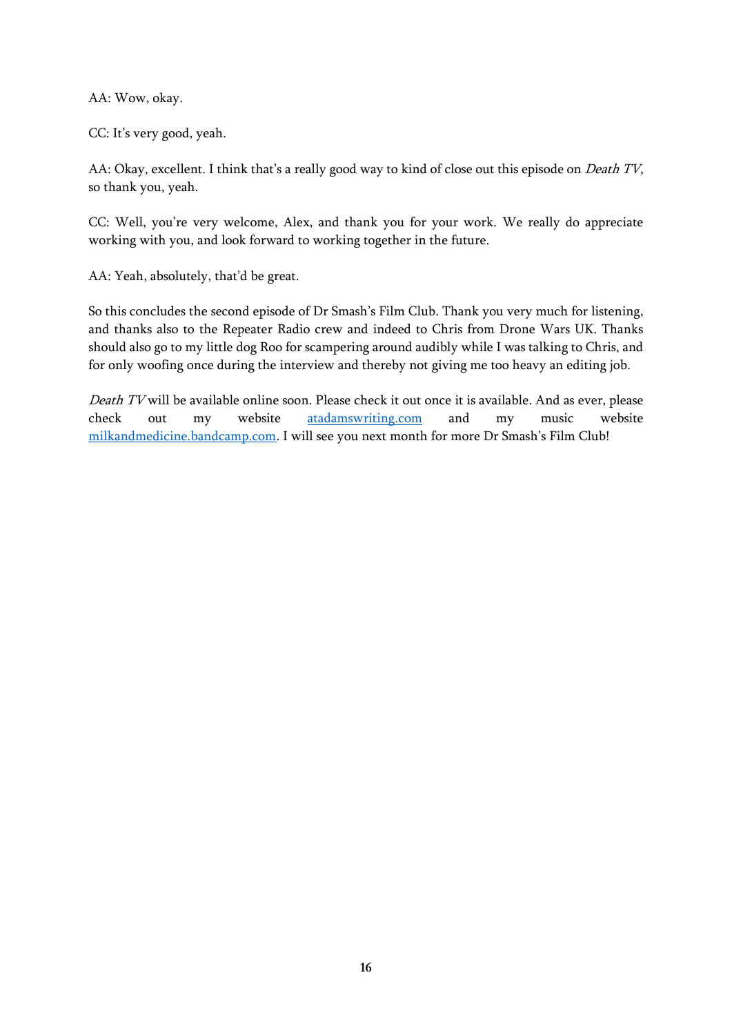AA: Wow, okay.

CC: It's very good, yeah.

AA: Okay, excellent. I think that's a really good way to kind of close out this episode on *Death TV*, so thank you, yeah.

CC: Well, you're very welcome, Alex, and thank you for your work. We really do appreciate working with you, and look forward to working together in the future.

AA: Yeah, absolutely, that'd be great.

So this concludes the second episode of Dr Smash's Film Club. Thank you very much for listening, and thanks also to the Repeater Radio crew and indeed to Chris from Drone Wars UK. Thanks should also go to my little dog Roo for scampering around audibly while I was talking to Chris, and for only woofing once during the interview and thereby not giving me too heavy an editing job.

*Death TV* will be available online soon. Please check it out once it is available. And as ever, please check out my website [atadamswriting.com](atadamswriting.com) and my music website [milkandmedicine.bandcamp.com](milkandmedicine.bandcamp.com). I will see you next month for more Dr Smash's Film Club!